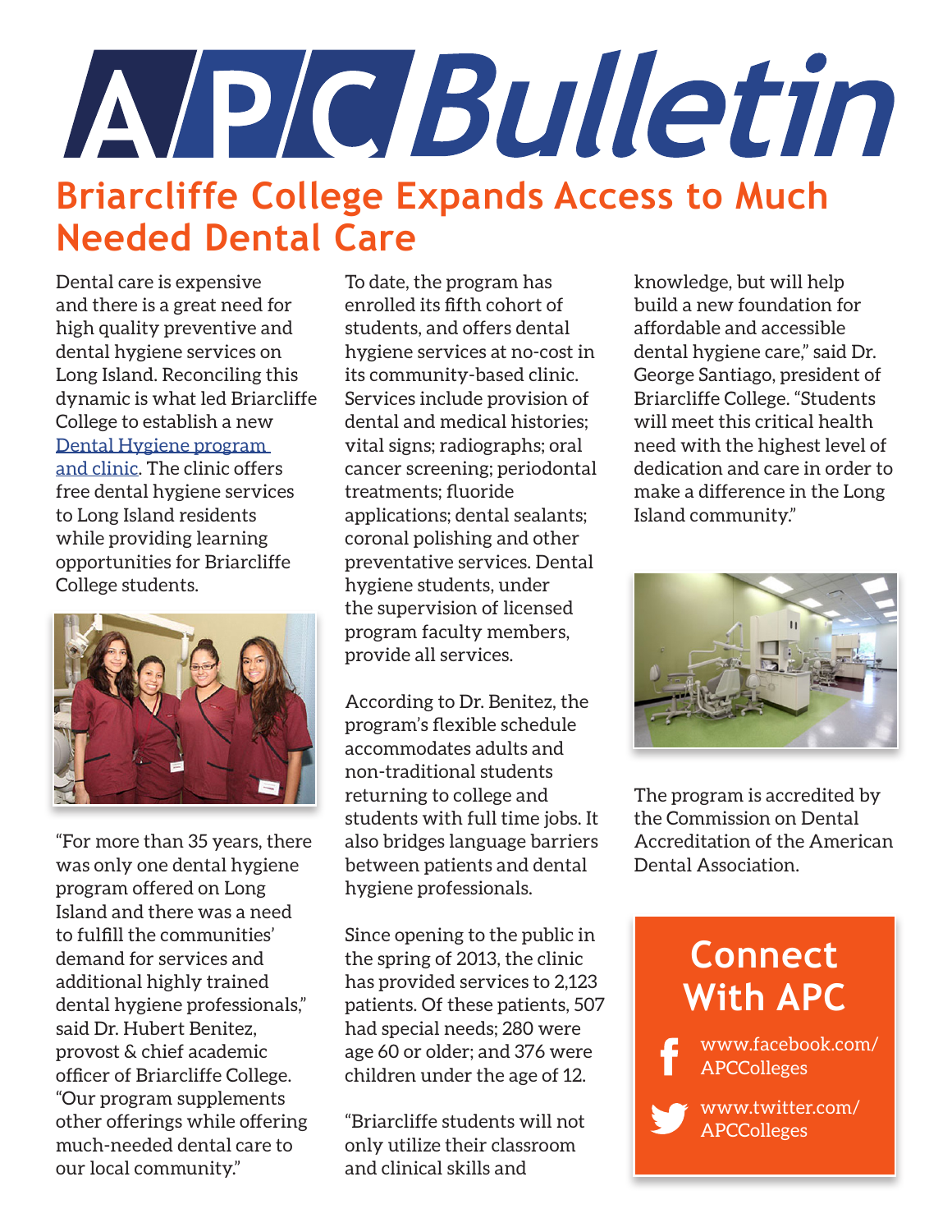# APC Bulletin

## Briarcliffe College Expands Access to Much Needed Dental Care

Dental care is expensive and there is a great need for high quality preventive and dental hygiene services on Long Island. Reconciling this dynamic is what led Briarcliffe College to establish a new Dental Hygiene program and clinic. The clinic offers free dental hygiene services to Long Island residents while providing learning opportunities for Briarcliffe College students.

"For more than 35 years, there was only one dental hygiene program offered on Long Island and there was a need to fulfill the communities' demand for services and additional highly trained dental hygiene professionals," said Dr. Hubert Benitez, provost & chief academic officer of Briarcliffe College. "Our program supplements other offerings while offering much-needed dental care to our local community."

To date, the program has enrolled its fifth cohort of students, and offers dental hygiene services at no-cost in its community-based clinic. Services include provision of dental and medical histories; vital signs; radiographs; oral cancer screening; periodontal treatments; fluoride applications; dental sealants; coronal polishing and other preventative services. Dental hygiene students, under the supervision of licensed program faculty members, provide all services.

According to Dr. Benitez, the program's flexible schedule accommodates adults and non-traditional students returning to college and students with full time jobs. It also bridges language barriers between patients and dental hygiene professionals.

Since opening to the public in the spring of 2013, the clinic has provided services to 2,123 patients. Of these patients, 507 had special needs; 280 were age 60 or older; and 376 were children under the age of 12.

"Briarcliffe students will not only utilize their classroom and clinical skills and knowledge, but will help build a new foundation for affordable and accessible dental hygiene care," said Dr. George Santiago, president of Briarcliffe College. "Students will meet this critical health need with the highest level of dedication and care in order to make a difference in the Long Island community."

The program is accredited by the Commission on Dental Accreditation of the American Dental Association.

### Connect With APC

www.facebook.com/APCColleges

www.twitter.com/APCColleges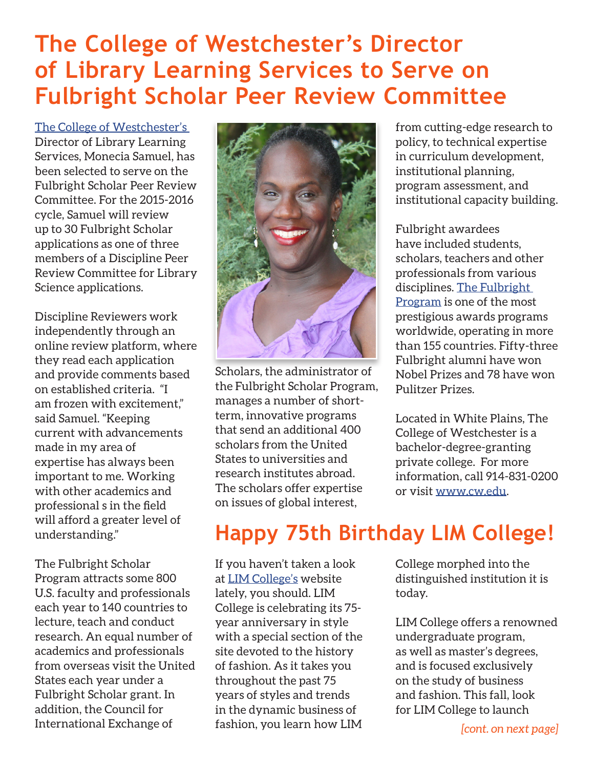# The College of Westchester's Director of Library Learning Services to Serve on Fulbright Scholar Peer Review Committee

The College of Westchester's Director of Library Learning Services, Monecia Samuel, has been selected to serve on the Fulbright Scholar Peer Review Committee. For the 2015-2016 cycle, Samuel will review up to 30 Fulbright Scholar applications as one of three members of a Discipline Peer Review Committee for Library Science applications.

Discipline Reviewers work independently through an online review platform, where they read each application and provide comments based on established criteria. "I am frozen with excitement," said Samuel. "Keeping current with advancements made in my area of expertise has always been important to me. Working with other academics and professional s in the field will afford a greater level of understanding."

The Fulbright Scholar Program attracts some 800 U.S. faculty and professionals each year to 140 countries to lecture, teach and conduct research. An equal number of academics and professionals from overseas visit the United States each year under a Fulbright Scholar grant. In addition, the Council for International Exchange of Scholars, the administrator of the Fulbright Scholar Program, manages a number of short-term, innovative programs that send an additional 400 scholars from the United States to universities and research institutes abroad. The scholars offer expertise on issues of global interest, from cutting-edge research to policy, to technical expertise in curriculum development, institutional planning, program assessment, and institutional capacity building.

Fulbright awardees have included students, scholars, teachers and other professionals from various disciplines. The Fulbright Program is one of the most prestigious awards programs worldwide, operating in more than 155 countries. Fifty-three Fulbright alumni have won Nobel Prizes and 78 have won Pulitzer Prizes.

Located in White Plains, The College of Westchester is a bachelor-degree-granting private college. For more information, call 914-831-0200 or visit www.cw.edu.

# Happy 75th Birthday LIM College!

If you haven't taken a look at LIM College's website lately, you should. LIM College is celebrating its 75-year anniversary in style with a special section of the site devoted to the history of fashion. As it takes you throughout the past 75 years of styles and trends in the dynamic business of fashion, you learn how LIM College morphed into the distinguished institution it is today.

LIM College offers a renowned undergraduate program, as well as master's degrees, and is focused exclusively on the study of business and fashion. This fall, look for LIM College to launch

*[cont. on next page]*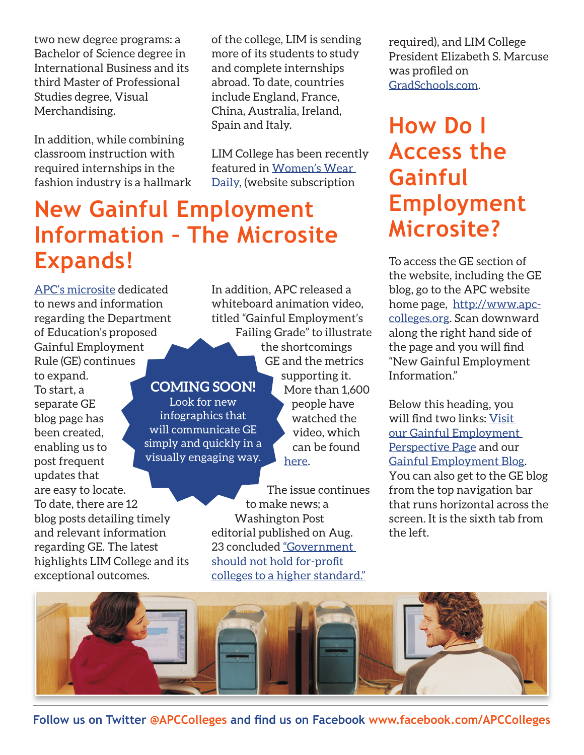two new degree programs: a Bachelor of Science degree in International Business and its third Master of Professional Studies degree, Visual Merchandising.

In addition, while combining classroom instruction with required internships in the fashion industry is a hallmark of the college, LIM is sending more of its students to study and complete internships abroad. To date, countries include England, France, China, Australia, Ireland, Spain and Italy.

LIM College has been recently featured in Women's Wear Daily, (website subscription required), and LIM College President Elizabeth S. Marcuse was profiled on GradSchools.com.

# New Gainful Employment Information – The Microsite Expands!

APC's microsite dedicated to news and information regarding the Department of Education's proposed Gainful Employment Rule (GE) continues to expand. To start, a separate GE blog page has been created, enabling us to post frequent updates that are easy to locate. To date, there are 12 blog posts detailing timely and relevant information regarding GE. The latest highlights LIM College and its exceptional outcomes.

**COMING SOON!**
Look for new infographics that will communicate GE simply and quickly in a visually engaging way.

In addition, APC released a whiteboard animation video, titled "Gainful Employment's Failing Grade" to illustrate the shortcomings GE and the metrics supporting it. More than 1,600 people have watched the video, which can be found here.

The issue continues to make news; a Washington Post editorial published on Aug. 23 concluded "Government should not hold for-profit colleges to a higher standard."

# How Do I Access the Gainful Employment Microsite?

To access the GE section of the website, including the GE blog, go to the APC website home page, http://www.apc-colleges.org. Scan downward along the right hand side of the page and you will find "New Gainful Employment Information."

Below this heading, you will find two links: Visit our Gainful Employment Perspective Page and our Gainful Employment Blog. You can also get to the GE blog from the top navigation bar that runs horizontal across the screen. It is the sixth tab from the left.

**Follow us on Twitter @APCColleges and find us on Facebook www.facebook.com/APCColleges**